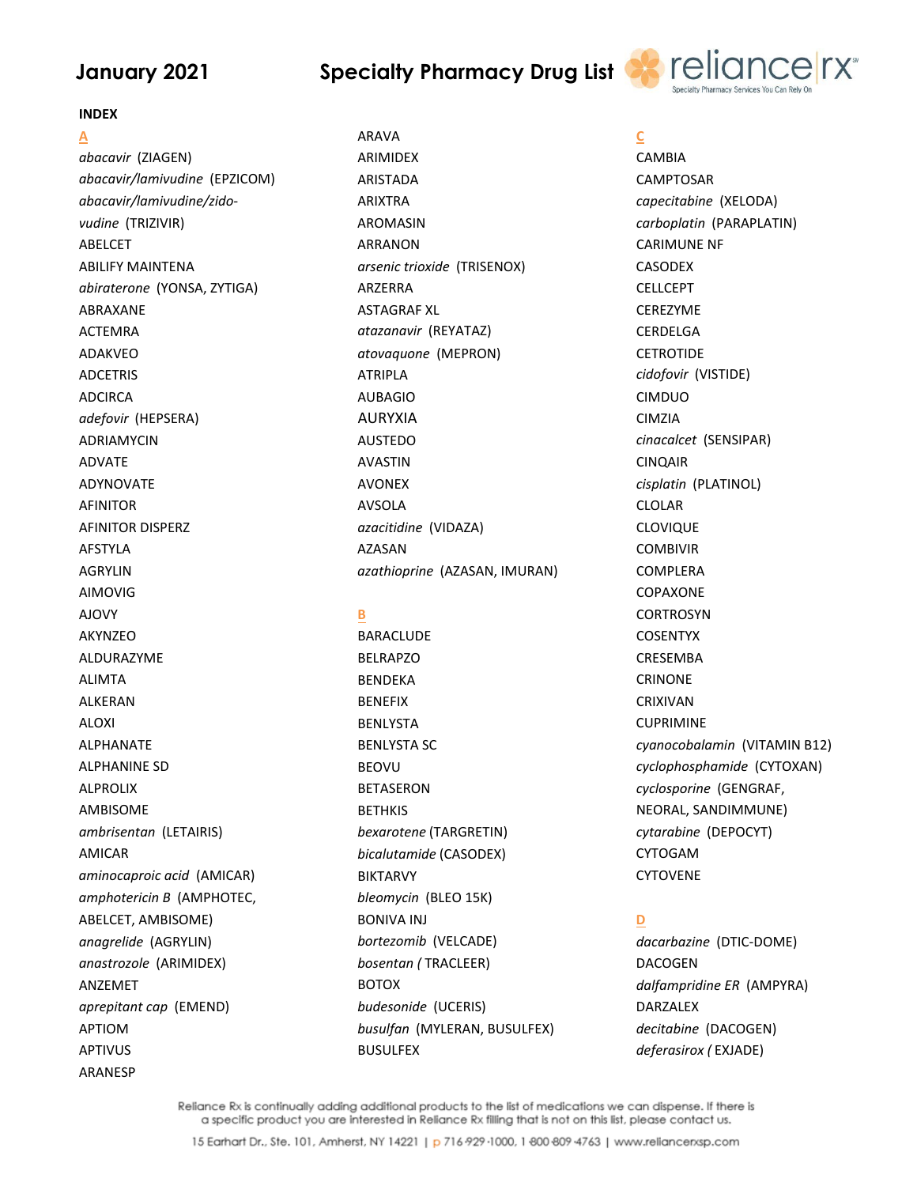# January 2021 Specialty Pharmacy Drug List

**INDEX**

**A**

*abacavir* (ZIAGEN)
*abacavir/lamivudine* (EPZICOM)
*abacavir/lamivudine/zido-vudine* (TRIZIVIR)
ABELCET
ABILIFY MAINTENA
*abiraterone* (YONSA, ZYTIGA)
ABRAXANE
ACTEMRA
ADAKVEO
ADCETRIS
ADCIRCA
*adefovir* (HEPSERA)
ADRIAMYCIN
ADVATE
ADYNOVATE
AFINITOR
AFINITOR DISPERZ
AFSTYLA
AGRYLIN
AIMOVIG
AJOVY
AKYNZEO
ALDURAZYME
ALIMTA
ALKERAN
ALOXI
ALPHANATE
ALPHANINE SD
ALPROLIX
AMBISOME
*ambrisentan* (LETAIRIS)
AMICAR
*aminocaproic acid* (AMICAR)
*amphotericin B* (AMPHOTEC, ABELCET, AMBISOME)
*anagrelide* (AGRYLIN)
*anastrozole* (ARIMIDEX)
ANZEMET
*aprepitant cap* (EMEND)
APTIOM
APTIVUS
ARANESP
ARAVA
ARIMIDEX
ARISTADA
ARIXTRA
AROMASIN
ARRANON
*arsenic trioxide* (TRISENOX)
ARZERRA
ASTAGRAF XL
*atazanavir* (REYATAZ)
*atovaquone* (MEPRON)
ATRIPLA
AUBAGIO
AURYXIA
AUSTEDO
AVASTIN
AVONEX
AVSOLA
*azacitidine* (VIDAZA)
AZASAN
*azathioprine* (AZASAN, IMURAN)

**B**

BARACLUDE
BELRAPZO
BENDEKA
BENEFIX
BENLYSTA
BENLYSTA SC
BEOVU
BETASERON
BETHKIS
*bexarotene* (TARGRETIN)
*bicalutamide* (CASODEX)
BIKTARVY
*bleomycin* (BLEO 15K)
BONIVA INJ
*bortezomib* (VELCADE)
*bosentan* ( TRACLEER)
BOTOX
*budesonide* (UCERIS)
*busulfan* (MYLERAN, BUSULFEX)
BUSULFEX

**C**

CAMBIA
CAMPTOSAR
*capecitabine* (XELODA)
*carboplatin* (PARAPLATIN)
CARIMUNE NF
CASODEX
CELLCEPT
CEREZYME
CERDELGA
CETROTIDE
*cidofovir* (VISTIDE)
CIMDUO
CIMZIA
*cinacalcet* (SENSIPAR)
CINQAIR
*cisplatin* (PLATINOL)
CLOLAR
CLOVIQUE
COMBIVIR
COMPLERA
COPAXONE
CORTROSYN
COSENTYX
CRESEMBA
CRINONE
CRIXIVAN
CUPRIMINE
*cyanocobalamin* (VITAMIN B12)
*cyclophosphamide* (CYTOXAN)
*cyclosporine* (GENGRAF, NEORAL, SANDIMMUNE)
*cytarabine* (DEPOCYT)
CYTOGAM
CYTOVENE

**D**

*dacarbazine* (DTIC-DOME)
DACOGEN
*dalfampridine ER* (AMPYRA)
DARZALEX
*decitabine* (DACOGEN)
*deferasirox (* EXJADE)

Reliance Rx is continually adding additional products to the list of medications we can dispense. If there is a specific product you are interested in Reliance Rx filling that is not on this list, please contact us.

15 Earhart Dr., Ste. 101, Amherst, NY 14221 | p 716·929·1000, 1·800·809·4763 | www.reliancerxsp.com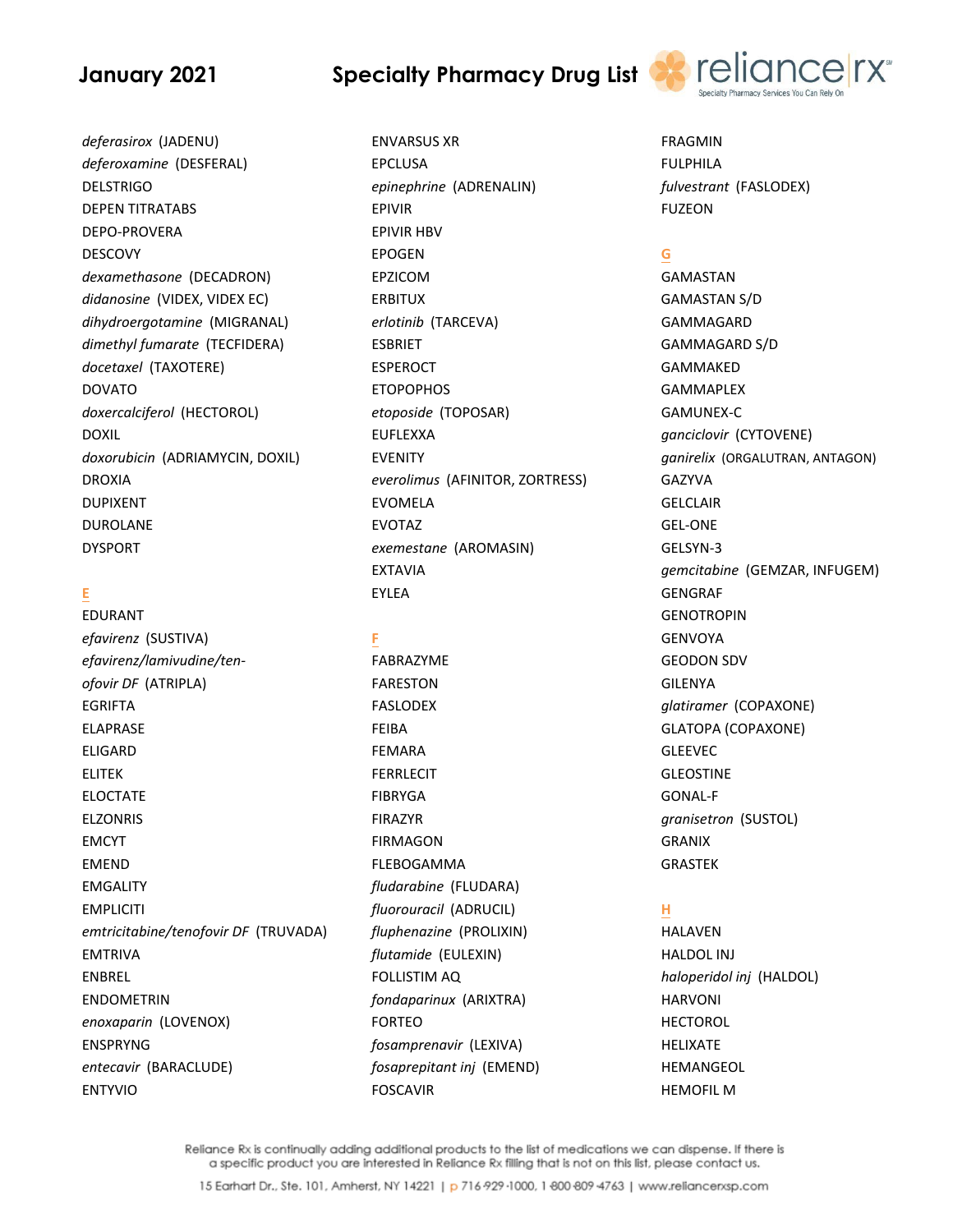*deferasirox* (JADENU)
*deferoxamine* (DESFERAL)
DELSTRIGO
DEPEN TITRATABS
DEPO-PROVERA
DESCOVY
*dexamethasone* (DECADRON)
*didanosine* (VIDEX, VIDEX EC)
*dihydroergotamine* (MIGRANAL)
*dimethyl fumarate* (TECFIDERA)
*docetaxel* (TAXOTERE)
DOVATO
*doxercalciferol* (HECTOROL)
DOXIL
*doxorubicin* (ADRIAMYCIN, DOXIL)
DROXIA
DUPIXENT
DUROLANE
DYSPORT

## E

EDURANT
*efavirenz* (SUSTIVA)
*efavirenz/lamivudine/tenofovir DF* (ATRIPLA)
EGRIFTA
ELAPRASE
ELIGARD
ELITEK
ELOCTATE
ELZONRIS
EMCYT
EMEND
EMGALITY
EMPLICITI
*emtricitabine/tenofovir DF* (TRUVADA)
EMTRIVA
ENBREL
ENDOMETRIN
*enoxaparin* (LOVENOX)
ENSPRYNG
*entecavir* (BARACLUDE)
ENTYVIO
ENVARSUS XR
EPCLUSA
*epinephrine* (ADRENALIN)
EPIVIR
EPIVIR HBV
EPOGEN
EPZICOM
ERBITUX
*erlotinib* (TARCEVA)
ESBRIET
ESPEROCT
ETOPOPHOS
*etoposide* (TOPOSAR)
EUFLEXXA
EVENITY
*everolimus* (AFINITOR, ZORTRESS)
EVOMELA
EVOTAZ
*exemestane* (AROMASIN)
EXTAVIA
EYLEA

## F

FABRAZYME
FARESTON
FASLODEX
FEIBA
FEMARA
FERRLECIT
FIBRYGA
FIRAZYR
FIRMAGON
FLEBOGAMMA
*fludarabine* (FLUDARA)
*fluorouracil* (ADRUCIL)
*fluphenazine* (PROLIXIN)
*flutamide* (EULEXIN)
FOLLISTIM AQ
*fondaparinux* (ARIXTRA)
FORTEO
*fosamprenavir* (LEXIVA)
*fosaprepitant inj* (EMEND)
FOSCAVIR
FRAGMIN
FULPHILA
*fulvestrant* (FASLODEX)
FUZEON

## G

GAMASTAN
GAMASTAN S/D
GAMMAGARD
GAMMAGARD S/D
GAMMAKED
GAMMAPLEX
GAMUNEX-C
*ganciclovir* (CYTOVENE)
*ganirelix* (ORGALUTRAN, ANTAGON)
GAZYVA
GELCLAIR
GEL-ONE
GELSYN-3
*gemcitabine* (GEMZAR, INFUGEM)
GENGRAF
GENOTROPIN
GENVOYA
GEODON SDV
GILENYA
*glatiramer* (COPAXONE)
GLATOPA (COPAXONE)
GLEEVEC
GLEOSTINE
GONAL-F
*granisetron* (SUSTOL)
GRANIX
GRASTEK

## H

HALAVEN
HALDOL INJ
*haloperidol inj* (HALDOL)
HARVONI
HECTOROL
HELIXATE
HEMANGEOL
HEMOFIL M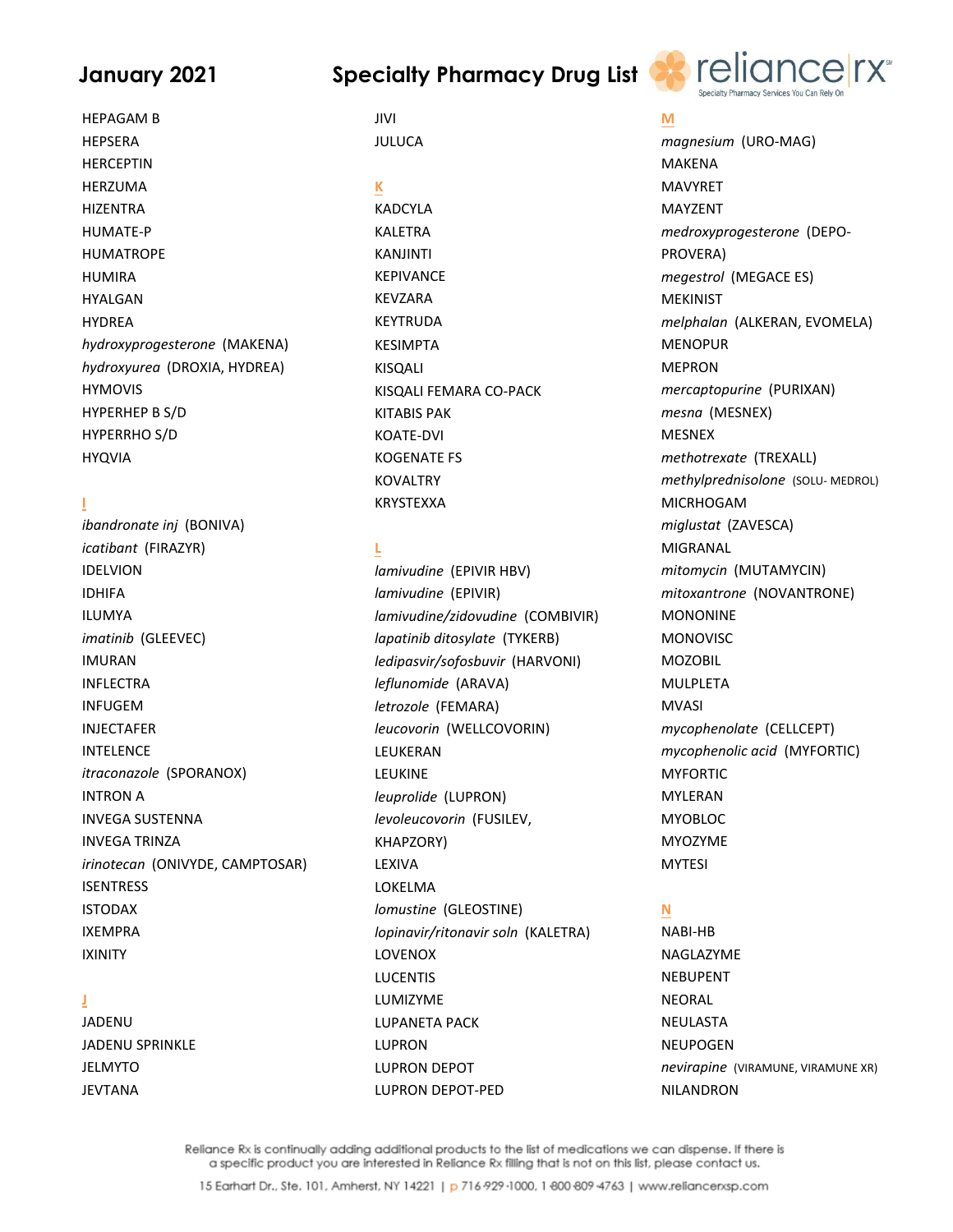HEPAGAM B
HEPSERA
HERCEPTIN
HERZUMA
HIZENTRA
HUMATE-P
HUMATROPE
HUMIRA
HYALGAN
HYDREA
*hydroxyprogesterone* (MAKENA)
*hydroxyurea* (DROXIA, HYDREA)
HYMOVIS
HYPERHEP B S/D
HYPERRHO S/D
HYQVIA

## I

*ibandronate inj* (BONIVA)
*icatibant* (FIRAZYR)
IDELVION
IDHIFA
ILUMYA
*imatinib* (GLEEVEC)
IMURAN
INFLECTRA
INFUGEM
INJECTAFER
INTELENCE
*itraconazole* (SPORANOX)
INTRON A
INVEGA SUSTENNA
INVEGA TRINZA
*irinotecan* (ONIVYDE, CAMPTOSAR)
ISENTRESS
ISTODAX
IXEMPRA
IXINITY

## J

JADENU
JADENU SPRINKLE
JELMYTO
JEVTANA
JIVI
JULUCA

## K

KADCYLA
KALETRA
KANJINTI
KEPIVANCE
KEVZARA
KEYTRUDA
KESIMPTA
KISQALI
KISQALI FEMARA CO-PACK
KITABIS PAK
KOATE-DVI
KOGENATE FS
KOVALTRY
KRYSTEXXA

## L

*lamivudine* (EPIVIR HBV)
*lamivudine* (EPIVIR)
*lamivudine/zidovudine* (COMBIVIR)
*lapatinib ditosylate* (TYKERB)
*ledipasvir/sofosbuvir* (HARVONI)
*leflunomide* (ARAVA)
*letrozole* (FEMARA)
*leucovorin* (WELLCOVORIN)
LEUKERAN
LEUKINE
*leuprolide* (LUPRON)
*levoleucovorin* (FUSILEV, KHAPZORY)
LEXIVA
LOKELMA
*lomustine* (GLEOSTINE)
*lopinavir/ritonavir soln* (KALETRA)
LOVENOX
LUCENTIS
LUMIZYME
LUPANETA PACK
LUPRON
LUPRON DEPOT
LUPRON DEPOT-PED

## M

*magnesium* (URO-MAG)
MAKENA
MAVYRET
MAYZENT
*medroxyprogesterone* (DEPO-PROVERA)
*megestrol* (MEGACE ES)
MEKINIST
*melphalan* (ALKERAN, EVOMELA)
MENOPUR
MEPRON
*mercaptopurine* (PURIXAN)
*mesna* (MESNEX)
MESNEX
*methotrexate* (TREXALL)
*methylprednisolone* (SOLU- MEDROL)
MICRHOGAM
*miglustat* (ZAVESCA)
MIGRANAL
*mitomycin* (MUTAMYCIN)
*mitoxantrone* (NOVANTRONE)
MONONINE
MONOVISC
MOZOBIL
MULPLETA
MVASI
*mycophenolate* (CELLCEPT)
*mycophenolic acid* (MYFORTIC)
MYFORTIC
MYLERAN
MYOBLOC
MYOZYME
MYTESI

## N

NABI-HB
NAGLAZYME
NEBUPENT
NEORAL
NEULASTA
NEUPOGEN
*nevirapine* (VIRAMUNE, VIRAMUNE XR)
NILANDRON

Reliance Rx is continually adding additional products to the list of medications we can dispense. If there is a specific product you are interested in Reliance Rx filling that is not on this list, please contact us.

15 Earhart Dr., Ste. 101, Amherst, NY 14221 | p 716·929·1000, 1·800·809·4763 | www.reliancerxsp.com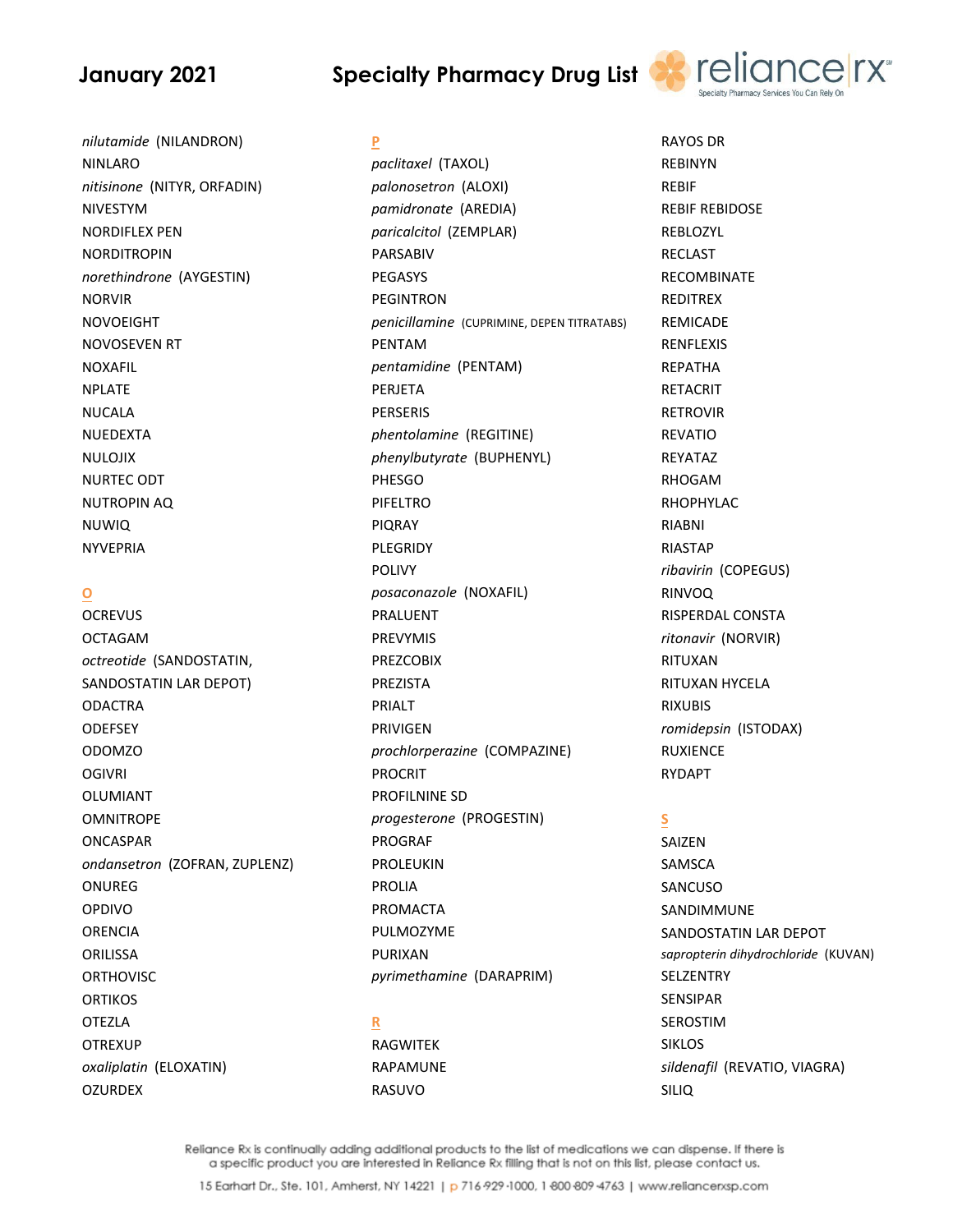*nilutamide* (NILANDRON)
NINLARO
*nitisinone* (NITYR, ORFADIN)
NIVESTYM
NORDIFLEX PEN
NORDITROPIN
*norethindrone* (AYGESTIN)
NORVIR
NOVOEIGHT
NOVOSEVEN RT
NOXAFIL
NPLATE
NUCALA
NUEDEXTA
NULOJIX
NURTEC ODT
NUTROPIN AQ
NUWIQ
NYVEPRIA

## O

OCREVUS
OCTAGAM
*octreotide* (SANDOSTATIN, SANDOSTATIN LAR DEPOT)
ODACTRA
ODEFSEY
ODOMZO
OGIVRI
OLUMIANT
OMNITROPE
ONCASPAR
*ondansetron* (ZOFRAN, ZUPLENZ)
ONUREG
OPDIVO
ORENCIA
ORILISSA
ORTHOVISC
ORTIKOS
OTEZLA
OTREXUP
*oxaliplatin* (ELOXATIN)
OZURDEX

## P

*paclitaxel* (TAXOL)
*palonosetron* (ALOXI)
*pamidronate* (AREDIA)
*paricalcitol* (ZEMPLAR)
PARSABIV
PEGASYS
PEGINTRON
*penicillamine* (CUPRIMINE, DEPEN TITRATABS)
PENTAM
*pentamidine* (PENTAM)
PERJETA
PERSERIS
*phentolamine* (REGITINE)
*phenylbutyrate* (BUPHENYL)
PHESGO
PIFELTRO
PIQRAY
PLEGRIDY
POLIVY
*posaconazole* (NOXAFIL)
PRALUENT
PREVYMIS
PREZCOBIX
PREZISTA
PRIALT
PRIVIGEN
*prochlorperazine* (COMPAZINE)
PROCRIT
PROFILNINE SD
*progesterone* (PROGESTIN)
PROGRAF
PROLEUKIN
PROLIA
PROMACTA
PULMOZYME
PURIXAN
*pyrimethamine* (DARAPRIM)

## R

RAGWITEK
RAPAMUNE
RASUVO
RAYOS DR
REBINYN
REBIF
REBIF REBIDOSE
REBLOZYL
RECLAST
RECOMBINATE
REDITREX
REMICADE
RENFLEXIS
REPATHA
RETACRIT
RETROVIR
REVATIO
REYATAZ
RHOGAM
RHOPHYLAC
RIABNI
RIASTAP
*ribavirin* (COPEGUS)
RINVOQ
RISPERDAL CONSTA
*ritonavir* (NORVIR)
RITUXAN
RITUXAN HYCELA
RIXUBIS
*romidepsin* (ISTODAX)
RUXIENCE
RYDAPT

## S

SAIZEN
SAMSCA
SANCUSO
SANDIMMUNE
SANDOSTATIN LAR DEPOT
*sapropterin dihydrochloride* (KUVAN)
SELZENTRY
SENSIPAR
SEROSTIM
SIKLOS
*sildenafil* (REVATIO, VIAGRA)
SILIQ

Reliance Rx is continually adding additional products to the list of medications we can dispense. If there is a specific product you are interested in Reliance Rx filling that is not on this list, please contact us.

15 Earhart Dr., Ste. 101, Amherst, NY 14221 | p 716·929·1000, 1·800·809·4763 | www.reliancerxsp.com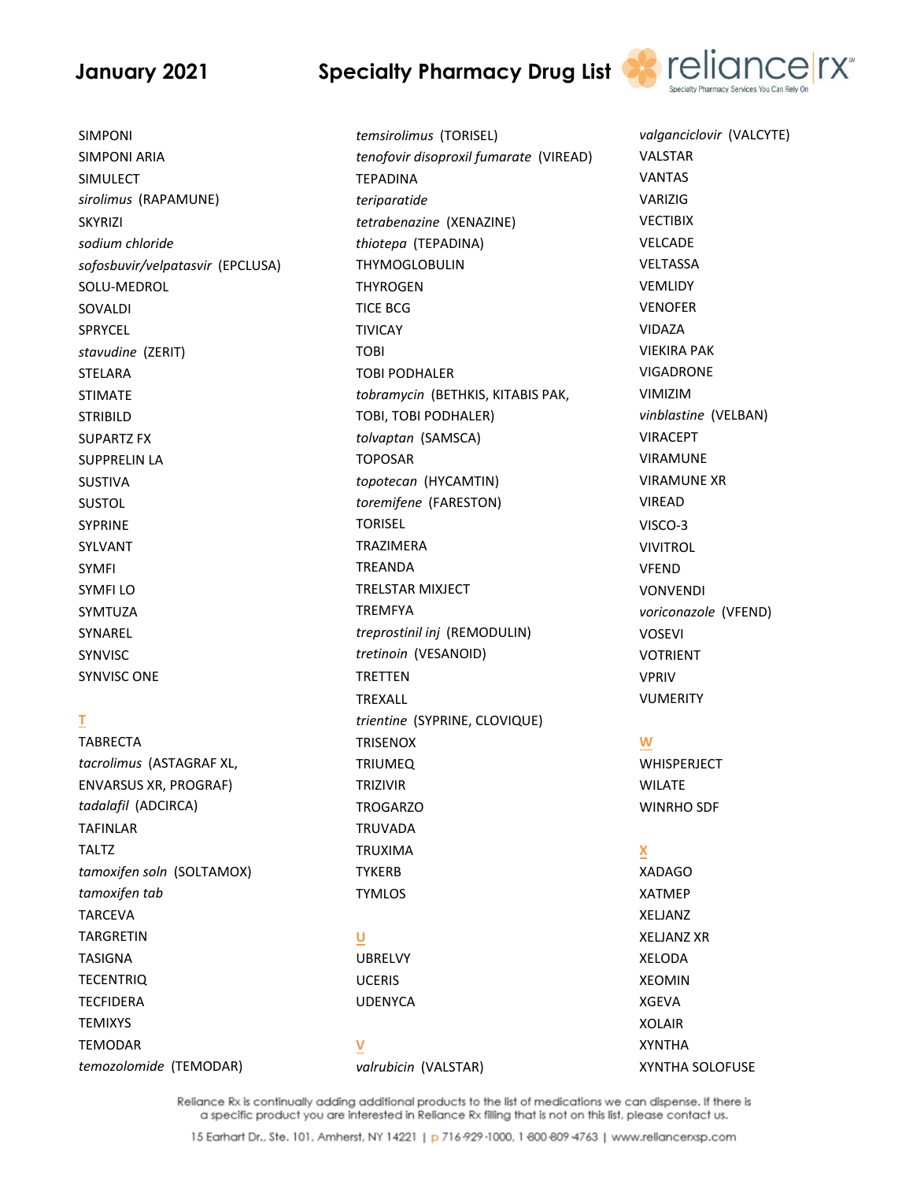SIMPONI
SIMPONI ARIA
SIMULECT
*sirolimus* (RAPAMUNE)
SKYRIZI
*sodium chloride*
*sofosbuvir/velpatasvir* (EPCLUSA)
SOLU-MEDROL
SOVALDI
SPRYCEL
*stavudine* (ZERIT)
STELARA
STIMATE
STRIBILD
SUPARTZ FX
SUPPRELIN LA
SUSTIVA
SUSTOL
SYPRINE
SYLVANT
SYMFI
SYMFI LO
SYMTUZA
SYNAREL
SYNVISC
SYNVISC ONE

## T

TABRECTA
*tacrolimus* (ASTAGRAF XL, ENVARSUS XR, PROGRAF)
*tadalafil* (ADCIRCA)
TAFINLAR
TALTZ
*tamoxifen soln* (SOLTAMOX)
*tamoxifen tab*
TARCEVA
TARGRETIN
TASIGNA
TECENTRIQ
TECFIDERA
TEMIXYS
TEMODAR
*temozolomide* (TEMODAR)
*temsirolimus* (TORISEL)
*tenofovir disoproxil fumarate* (VIREAD)
TEPADINA
*teriparatide*
*tetrabenazine* (XENAZINE)
*thiotepa* (TEPADINA)
THYMOGLOBULIN
THYROGEN
TICE BCG
TIVICAY
TOBI
TOBI PODHALER
*tobramycin* (BETHKIS, KITABIS PAK, TOBI, TOBI PODHALER)
*tolvaptan* (SAMSCA)
TOPOSAR
*topotecan* (HYCAMTIN)
*toremifene* (FARESTON)
TORISEL
TRAZIMERA
TREANDA
TRELSTAR MIXJECT
TREMFYA
*treprostinil inj* (REMODULIN)
*tretinoin* (VESANOID)
TRETTEN
TREXALL
*trientine* (SYPRINE, CLOVIQUE)
TRISENOX
TRIUMEQ
TRIZIVIR
TROGARZO
TRUVADA
TRUXIMA
TYKERB
TYMLOS

## U

UBRELVY
UCERIS
UDENYCA

## V

*valrubicin* (VALSTAR)
*valganciclovir* (VALCYTE)
VALSTAR
VANTAS
VARIZIG
VECTIBIX
VELCADE
VELTASSA
VEMLIDY
VENOFER
VIDAZA
VIEKIRA PAK
VIGADRONE
VIMIZIM
*vinblastine* (VELBAN)
VIRACEPT
VIRAMUNE
VIRAMUNE XR
VIREAD
VISCO-3
VIVITROL
VFEND
VONVENDI
*voriconazole* (VFEND)
VOSEVI
VOTRIENT
VPRIV
VUMERITY

## W

WHISPERJECT
WILATE
WINRHO SDF

## X

XADAGO
XATMEP
XELJANZ
XELJANZ XR
XELODA
XEOMIN
XGEVA
XOLAIR
XYNTHA
XYNTHA SOLOFUSE

Reliance Rx is continually adding additional products to the list of medications we can dispense. If there is a specific product you are interested in Reliance Rx filling that is not on this list, please contact us.

15 Earhart Dr., Ste. 101, Amherst, NY 14221 | p 716·929·1000, 1·800·809·4763 | www.reliancerxsp.com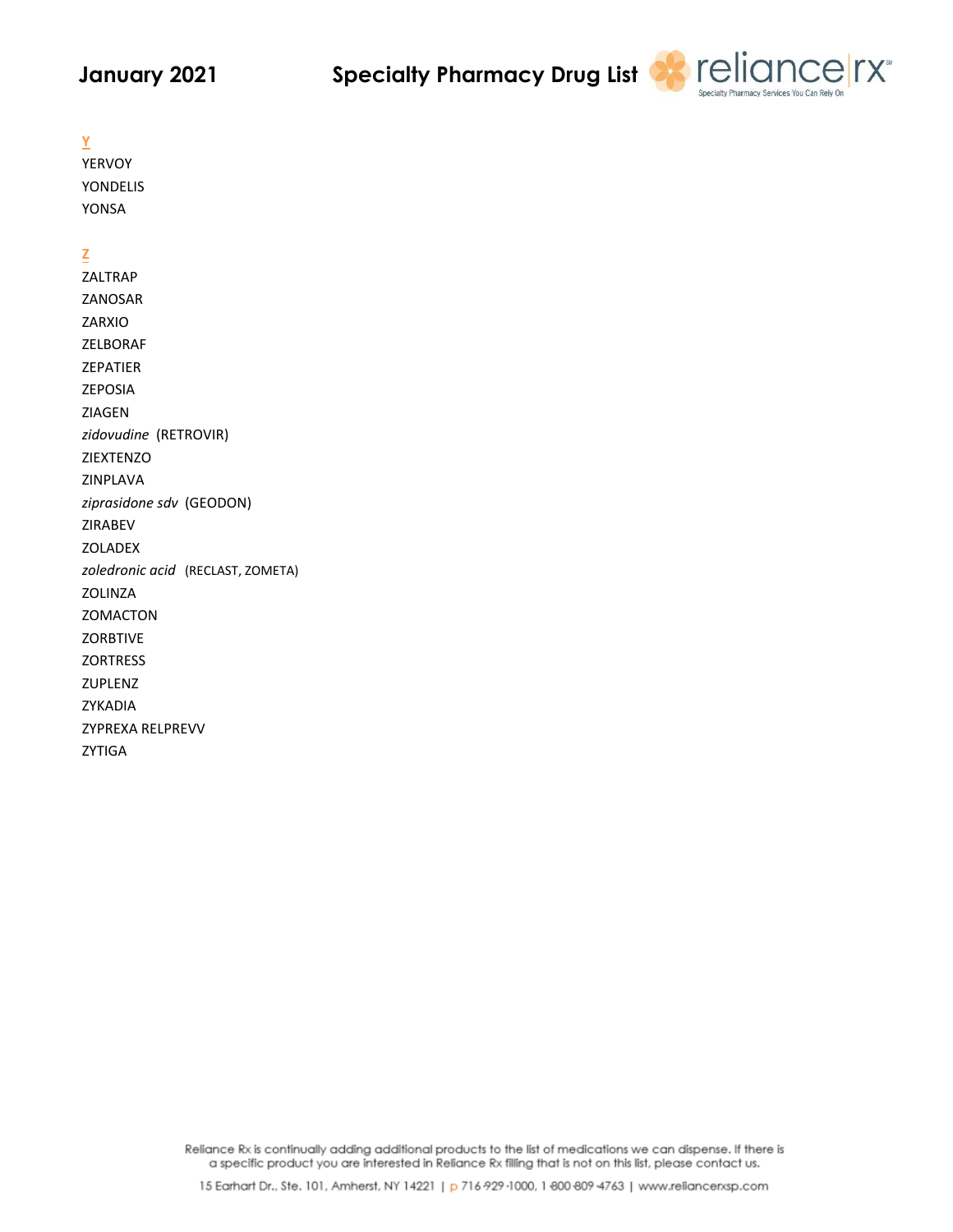**Y**

YERVOY
YONDELIS
YONSA

**Z**

ZALTRAP
ZANOSAR
ZARXIO
ZELBORAF
ZEPATIER
ZEPOSIA
ZIAGEN
*zidovudine* (RETROVIR)
ZIEXTENZO
ZINPLAVA
*ziprasidone sdv* (GEODON)
ZIRABEV
ZOLADEX
*zoledronic acid* (RECLAST, ZOMETA)
ZOLINZA
ZOMACTON
ZORBTIVE
ZORTRESS
ZUPLENZ
ZYKADIA
ZYPREXA RELPREVV
ZYTIGA

Reliance Rx is continually adding additional products to the list of medications we can dispense. If there is a specific product you are interested in Reliance Rx filling that is not on this list, please contact us.

15 Earhart Dr., Ste. 101, Amherst, NY 14221 | p 716·929·1000, 1·800·809·4763 | www.reliancerxsp.com